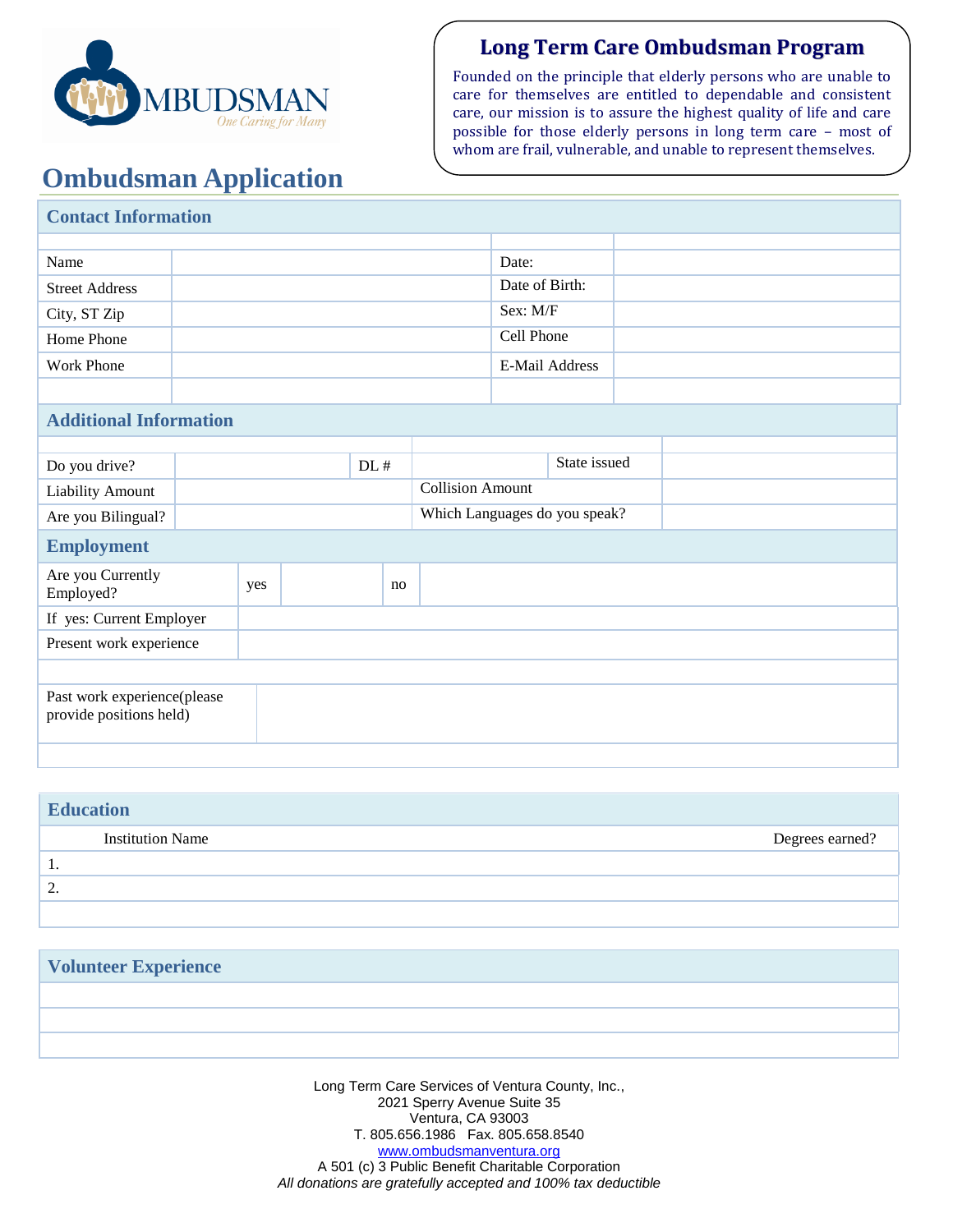OMBUDSMAN
One Caring for Many

## Long Term Care Ombudsman Program

Founded on the principle that elderly persons who are unable to care for themselves are entitled to dependable and consistent care, our mission is to assure the highest quality of life and care possible for those elderly persons in long term care – most of whom are frail, vulnerable, and unable to represent themselves.

# Ombudsman Application

## Contact Information

| | | | |
|---|---|---|---|
| Name | | Date: | |
| Street Address | | Date of Birth: | |
| City, ST Zip | | Sex: M/F | |
| Home Phone | | Cell Phone | |
| Work Phone | | E-Mail Address | |

## Additional Information

| | | | | | |
|---|---|---|---|---|---|
| Do you drive? | | DL # | | State issued | |
| Liability Amount | | | Collision Amount | | |
| Are you Bilingual? | | | Which Languages do you speak? | | |

## Employment

| | | | | |
|---|---|---|---|---|
| Are you Currently Employed? | yes | | no | |
| If yes: Current Employer | | | | |
| Present work experience | | | | |
| Past work experience(please provide positions held) | | | | |

## Education

| Institution Name | Degrees earned? |
|---|---|
| 1. | |
| 2. | |

## Volunteer Experience

Long Term Care Services of Ventura County, Inc.,
2021 Sperry Avenue Suite 35
Ventura, CA 93003
T. 805.656.1986 Fax. 805.658.8540
www.ombudsmanventura.org
A 501 (c) 3 Public Benefit Charitable Corporation
*All donations are gratefully accepted and 100% tax deductible*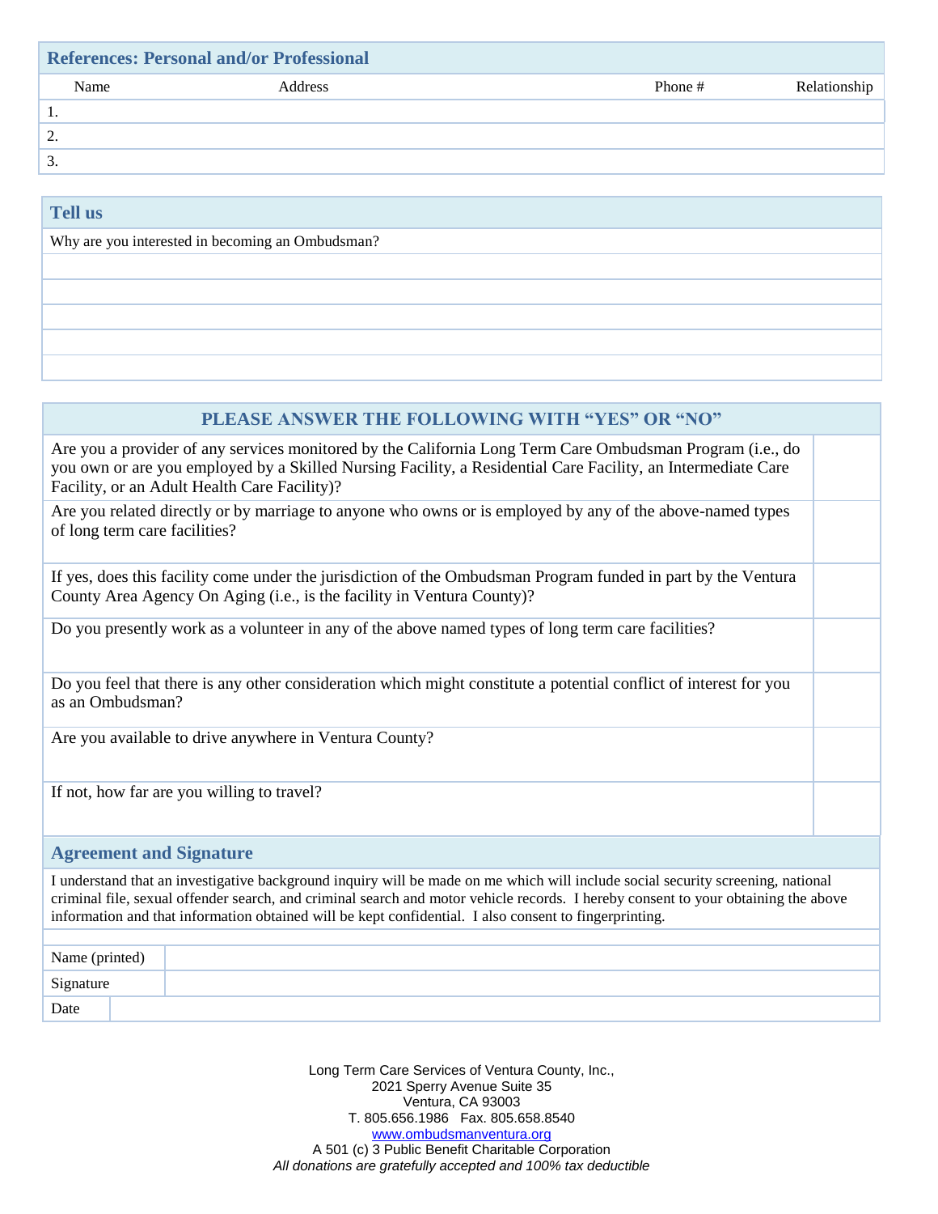## References: Personal and/or Professional

| Name | Address | Phone # | Relationship |
|---|---|---|---|
| 1. | | | |
| 2. | | | |
| 3. | | | |

## Tell us

Why are you interested in becoming an Ombudsman?

## PLEASE ANSWER THE FOLLOWING WITH "YES" OR "NO"

| | |
|---|---|
| Are you a provider of any services monitored by the California Long Term Care Ombudsman Program (i.e., do you own or are you employed by a Skilled Nursing Facility, a Residential Care Facility, an Intermediate Care Facility, or an Adult Health Care Facility)? | |
| Are you related directly or by marriage to anyone who owns or is employed by any of the above-named types of long term care facilities? | |
| If yes, does this facility come under the jurisdiction of the Ombudsman Program funded in part by the Ventura County Area Agency On Aging (i.e., is the facility in Ventura County)? | |
| Do you presently work as a volunteer in any of the above named types of long term care facilities? | |
| Do you feel that there is any other consideration which might constitute a potential conflict of interest for you as an Ombudsman? | |
| Are you available to drive anywhere in Ventura County? | |
| If not, how far are you willing to travel? | |

## Agreement and Signature

I understand that an investigative background inquiry will be made on me which will include social security screening, national criminal file, sexual offender search, and criminal search and motor vehicle records. I hereby consent to your obtaining the above information and that information obtained will be kept confidential. I also consent to fingerprinting.

| | |
|---|---|
| Name (printed) | |
| Signature | |
| Date | |

Long Term Care Services of Ventura County, Inc.,
2021 Sperry Avenue Suite 35
Ventura, CA 93003
T. 805.656.1986 Fax. 805.658.8540
www.ombudsmanventura.org
A 501 (c) 3 Public Benefit Charitable Corporation
*All donations are gratefully accepted and 100% tax deductible*